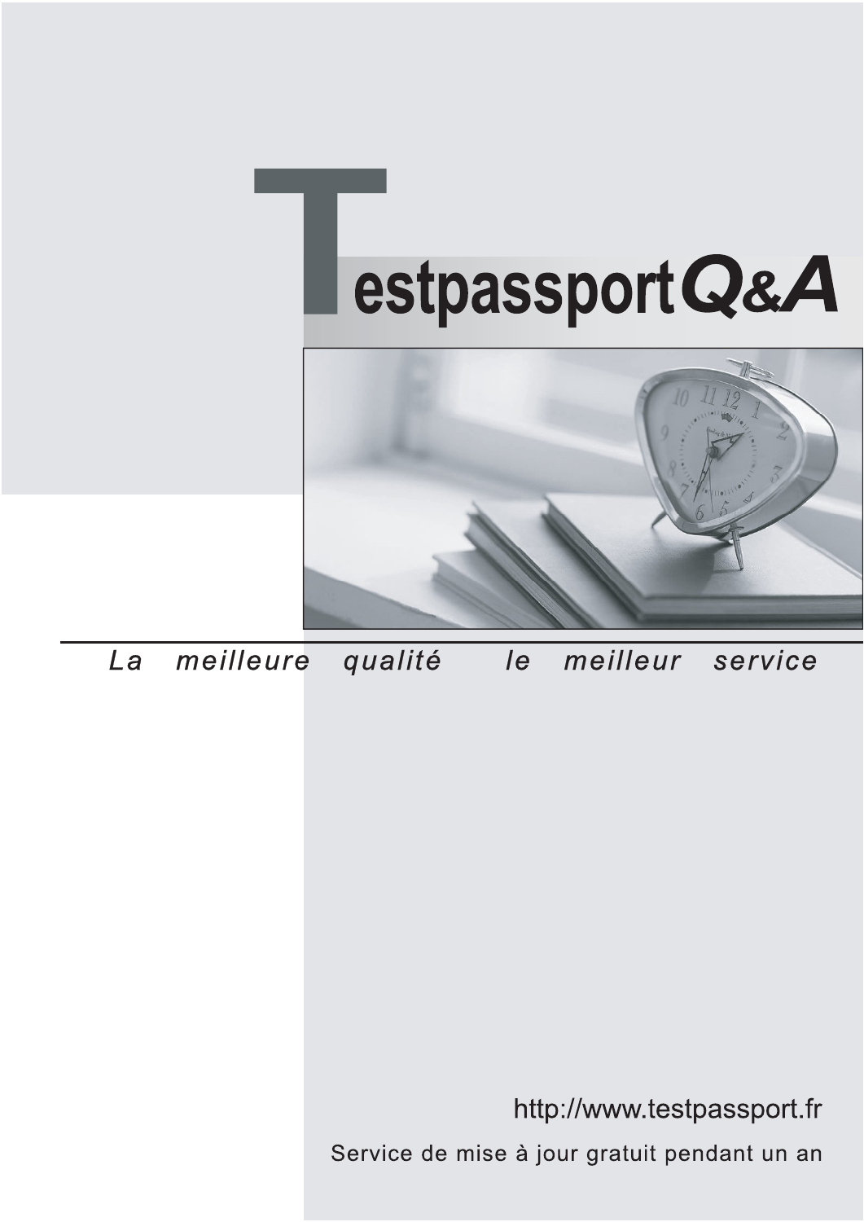# Testpassport Q&A

*La meilleure qualité le meilleur service*

http://www.testpassport.fr

Service de mise à jour gratuit pendant un an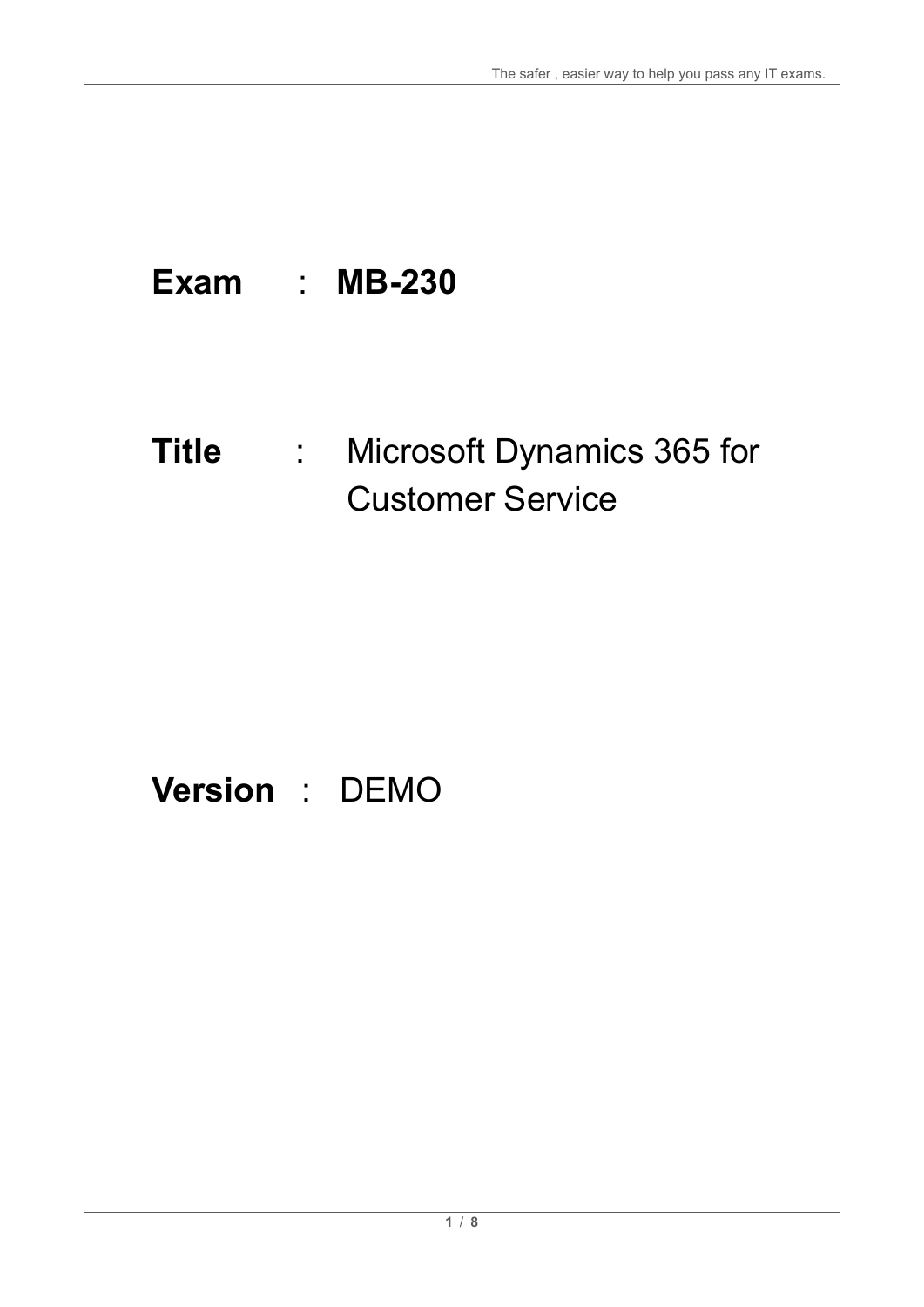**Exam** : **MB-230**

**Title** : Microsoft Dynamics 365 for Customer Service

**Version** : DEMO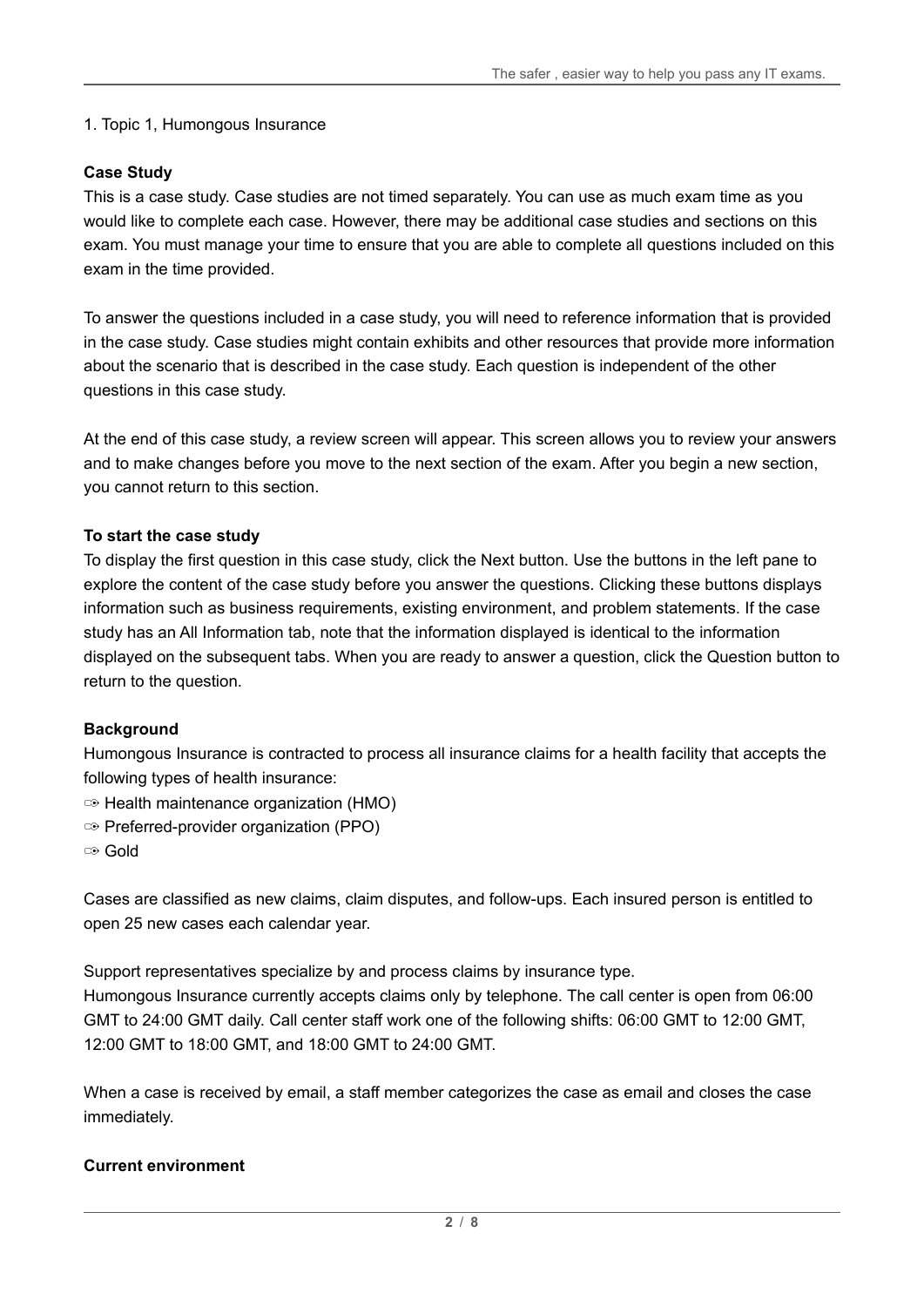1. Topic 1, Humongous Insurance

**Case Study**

This is a case study. Case studies are not timed separately. You can use as much exam time as you would like to complete each case. However, there may be additional case studies and sections on this exam. You must manage your time to ensure that you are able to complete all questions included on this exam in the time provided.

To answer the questions included in a case study, you will need to reference information that is provided in the case study. Case studies might contain exhibits and other resources that provide more information about the scenario that is described in the case study. Each question is independent of the other questions in this case study.

At the end of this case study, a review screen will appear. This screen allows you to review your answers and to make changes before you move to the next section of the exam. After you begin a new section, you cannot return to this section.

**To start the case study**

To display the first question in this case study, click the Next button. Use the buttons in the left pane to explore the content of the case study before you answer the questions. Clicking these buttons displays information such as business requirements, existing environment, and problem statements. If the case study has an All Information tab, note that the information displayed is identical to the information displayed on the subsequent tabs. When you are ready to answer a question, click the Question button to return to the question.

**Background**

Humongous Insurance is contracted to process all insurance claims for a health facility that accepts the following types of health insurance:

- Health maintenance organization (HMO)
- Preferred-provider organization (PPO)
- Gold

Cases are classified as new claims, claim disputes, and follow-ups. Each insured person is entitled to open 25 new cases each calendar year.

Support representatives specialize by and process claims by insurance type.
Humongous Insurance currently accepts claims only by telephone. The call center is open from 06:00 GMT to 24:00 GMT daily. Call center staff work one of the following shifts: 06:00 GMT to 12:00 GMT, 12:00 GMT to 18:00 GMT, and 18:00 GMT to 24:00 GMT.

When a case is received by email, a staff member categorizes the case as email and closes the case immediately.

**Current environment**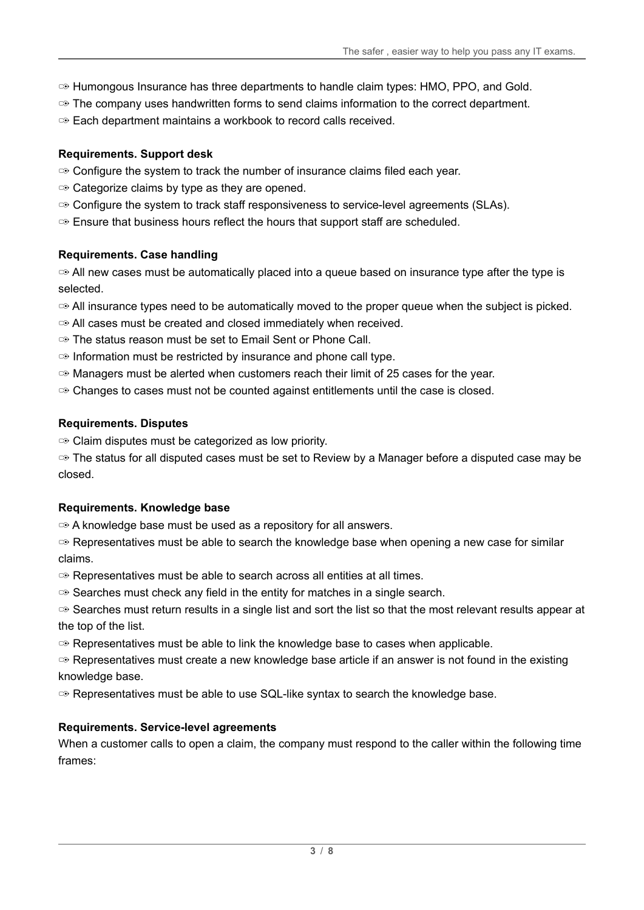- Humongous Insurance has three departments to handle claim types: HMO, PPO, and Gold.
- The company uses handwritten forms to send claims information to the correct department.
- Each department maintains a workbook to record calls received.

**Requirements. Support desk**

- Configure the system to track the number of insurance claims filed each year.
- Categorize claims by type as they are opened.
- Configure the system to track staff responsiveness to service-level agreements (SLAs).
- Ensure that business hours reflect the hours that support staff are scheduled.

**Requirements. Case handling**

- All new cases must be automatically placed into a queue based on insurance type after the type is selected.
- All insurance types need to be automatically moved to the proper queue when the subject is picked.
- All cases must be created and closed immediately when received.
- The status reason must be set to Email Sent or Phone Call.
- Information must be restricted by insurance and phone call type.
- Managers must be alerted when customers reach their limit of 25 cases for the year.
- Changes to cases must not be counted against entitlements until the case is closed.

**Requirements. Disputes**

- Claim disputes must be categorized as low priority.
- The status for all disputed cases must be set to Review by a Manager before a disputed case may be closed.

**Requirements. Knowledge base**

- A knowledge base must be used as a repository for all answers.
- Representatives must be able to search the knowledge base when opening a new case for similar claims.
- Representatives must be able to search across all entities at all times.
- Searches must check any field in the entity for matches in a single search.
- Searches must return results in a single list and sort the list so that the most relevant results appear at the top of the list.
- Representatives must be able to link the knowledge base to cases when applicable.
- Representatives must create a new knowledge base article if an answer is not found in the existing knowledge base.
- Representatives must be able to use SQL-like syntax to search the knowledge base.

**Requirements. Service-level agreements**

When a customer calls to open a claim, the company must respond to the caller within the following time frames: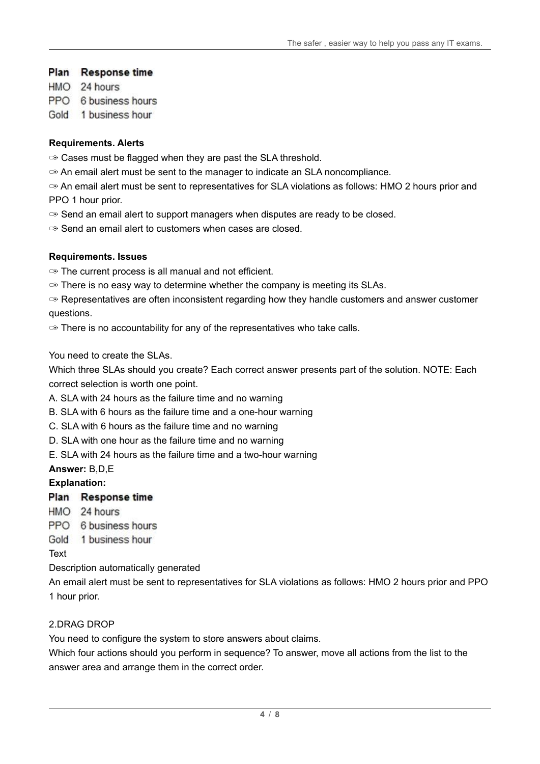| Plan | Response time |
|---|---|
| HMO | 24 hours |
| PPO | 6 business hours |
| Gold | 1 business hour |

**Requirements. Alerts**

- ➾ Cases must be flagged when they are past the SLA threshold.
- ➾ An email alert must be sent to the manager to indicate an SLA noncompliance.
- ➾ An email alert must be sent to representatives for SLA violations as follows: HMO 2 hours prior and PPO 1 hour prior.
- ➾ Send an email alert to support managers when disputes are ready to be closed.
- ➾ Send an email alert to customers when cases are closed.

**Requirements. Issues**

- ➾ The current process is all manual and not efficient.
- ➾ There is no easy way to determine whether the company is meeting its SLAs.
- ➾ Representatives are often inconsistent regarding how they handle customers and answer customer questions.
- ➾ There is no accountability for any of the representatives who take calls.

You need to create the SLAs.

Which three SLAs should you create? Each correct answer presents part of the solution. NOTE: Each correct selection is worth one point.

A. SLA with 24 hours as the failure time and no warning

B. SLA with 6 hours as the failure time and a one-hour warning

C. SLA with 6 hours as the failure time and no warning

D. SLA with one hour as the failure time and no warning

E. SLA with 24 hours as the failure time and a two-hour warning

**Answer:** B,D,E

**Explanation:**

| Plan | Response time |
|---|---|
| HMO | 24 hours |
| PPO | 6 business hours |
| Gold | 1 business hour |

Text

Description automatically generated

An email alert must be sent to representatives for SLA violations as follows: HMO 2 hours prior and PPO 1 hour prior.

2.DRAG DROP

You need to configure the system to store answers about claims.

Which four actions should you perform in sequence? To answer, move all actions from the list to the answer area and arrange them in the correct order.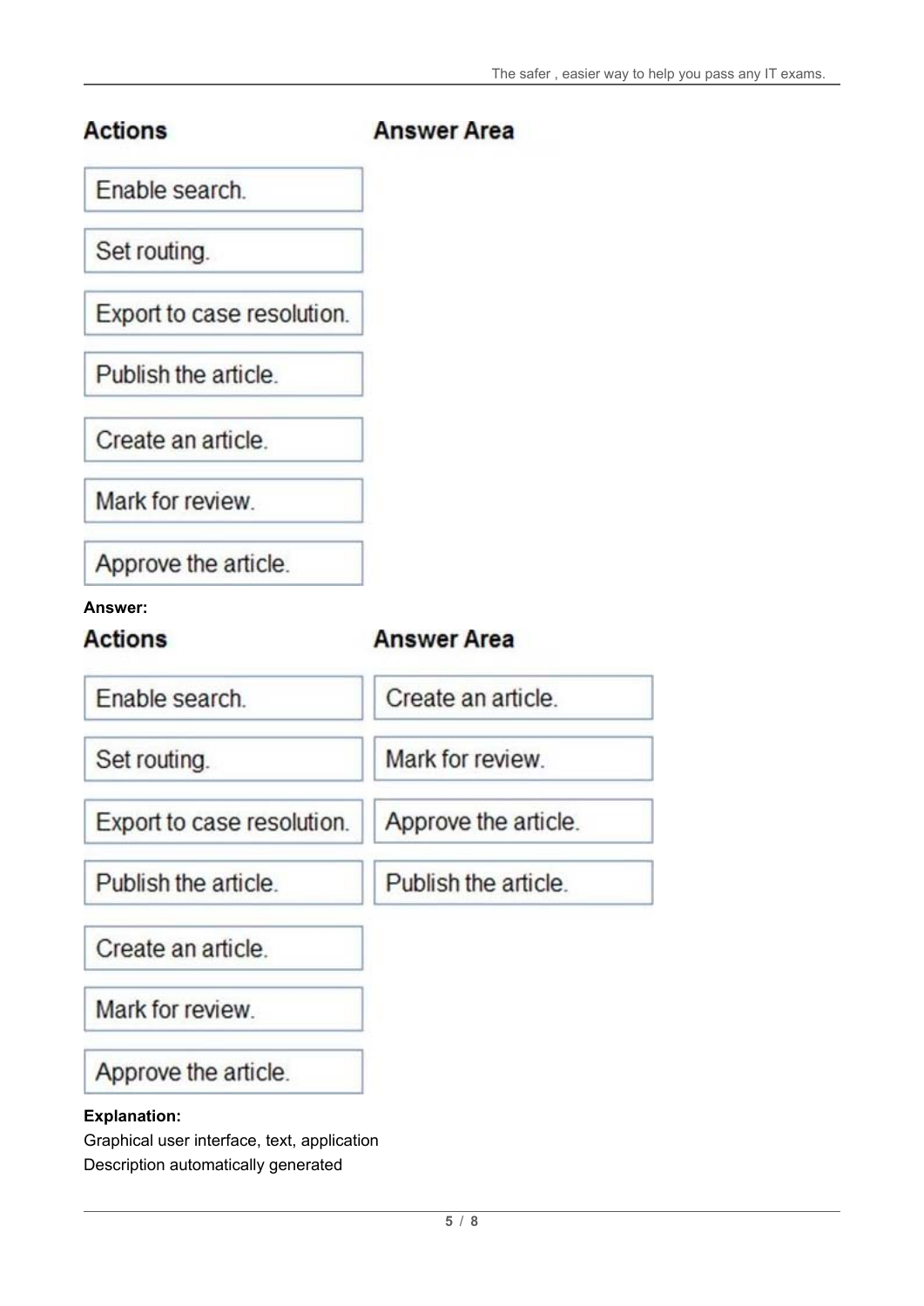**Actions**

- Enable search.
- Set routing.
- Export to case resolution.
- Publish the article.
- Create an article.
- Mark for review.
- Approve the article.

**Answer Area**

**Answer:**

| Actions | Answer Area |
| --- | --- |
| Enable search. | Create an article. |
| Set routing. | Mark for review. |
| Export to case resolution. | Approve the article. |
| Publish the article. | Publish the article. |
| Create an article. | |
| Mark for review. | |
| Approve the article. | |

**Explanation:**

Graphical user interface, text, application
Description automatically generated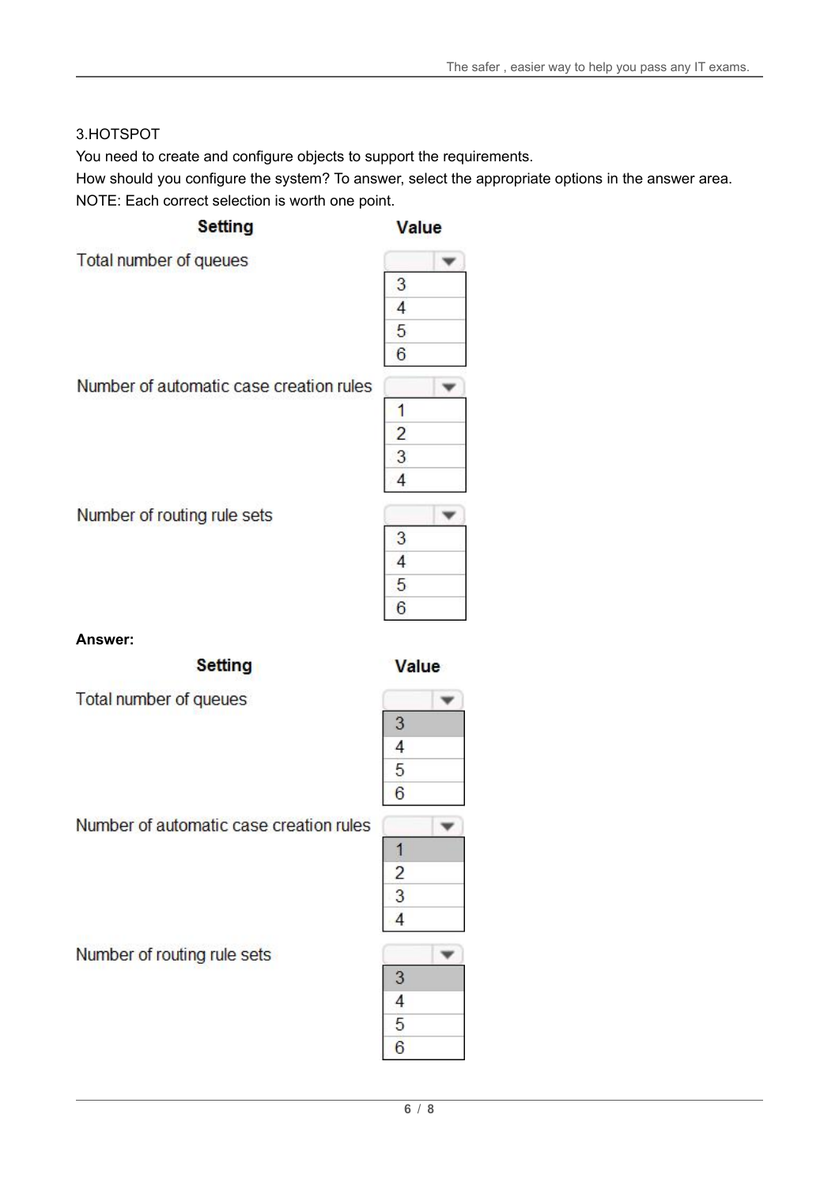3.HOTSPOT

You need to create and configure objects to support the requirements.

How should you configure the system? To answer, select the appropriate options in the answer area.

NOTE: Each correct selection is worth one point.

| Setting | Value |
| --- | --- |
| Total number of queues | 3 / 4 / 5 / 6 |
| Number of automatic case creation rules | 1 / 2 / 3 / 4 |
| Number of routing rule sets | 3 / 4 / 5 / 6 |

**Answer:**

| Setting | Value |
| --- | --- |
| Total number of queues | 3 |
| Number of automatic case creation rules | 1 |
| Number of routing rule sets | 3 |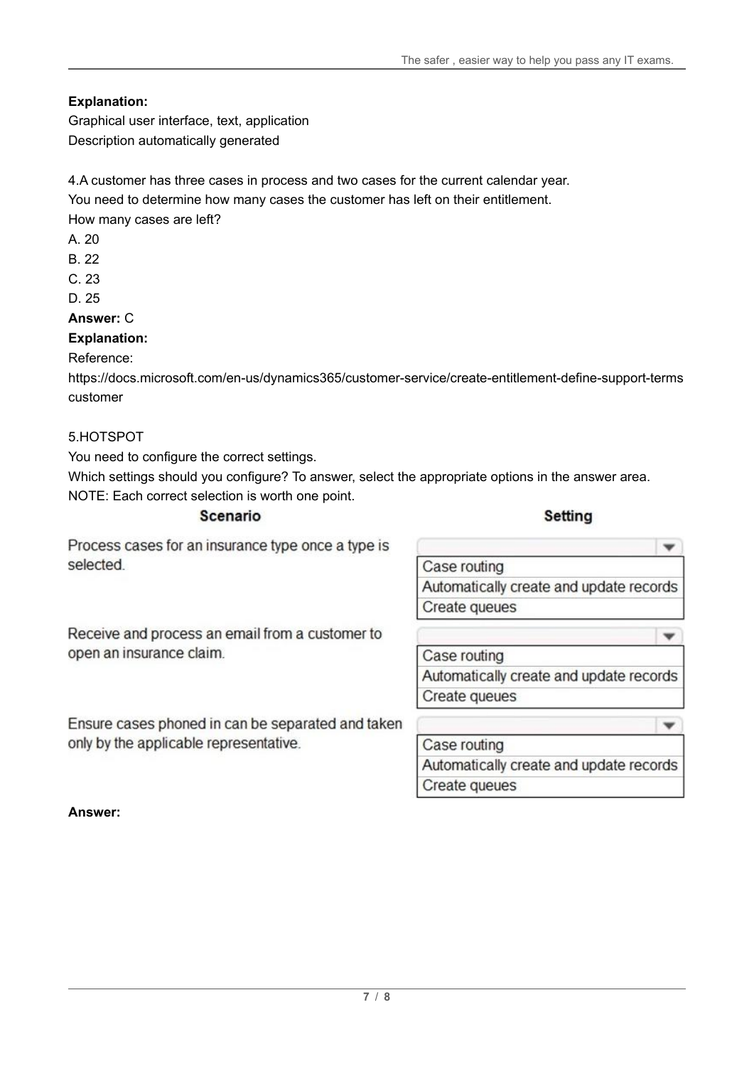**Explanation:**
Graphical user interface, text, application
Description automatically generated

4.A customer has three cases in process and two cases for the current calendar year.
You need to determine how many cases the customer has left on their entitlement.
How many cases are left?

A. 20
B. 22
C. 23
D. 25

**Answer:** C

**Explanation:**
Reference:
https://docs.microsoft.com/en-us/dynamics365/customer-service/create-entitlement-define-support-terms customer

5.HOTSPOT
You need to configure the correct settings.
Which settings should you configure? To answer, select the appropriate options in the answer area.
NOTE: Each correct selection is worth one point.

| Scenario | Setting |
| --- | --- |
| Process cases for an insurance type once a type is selected. | Case routing<br>Automatically create and update records<br>Create queues |
| Receive and process an email from a customer to open an insurance claim. | Case routing<br>Automatically create and update records<br>Create queues |
| Ensure cases phoned in can be separated and taken only by the applicable representative. | Case routing<br>Automatically create and update records<br>Create queues |

**Answer:**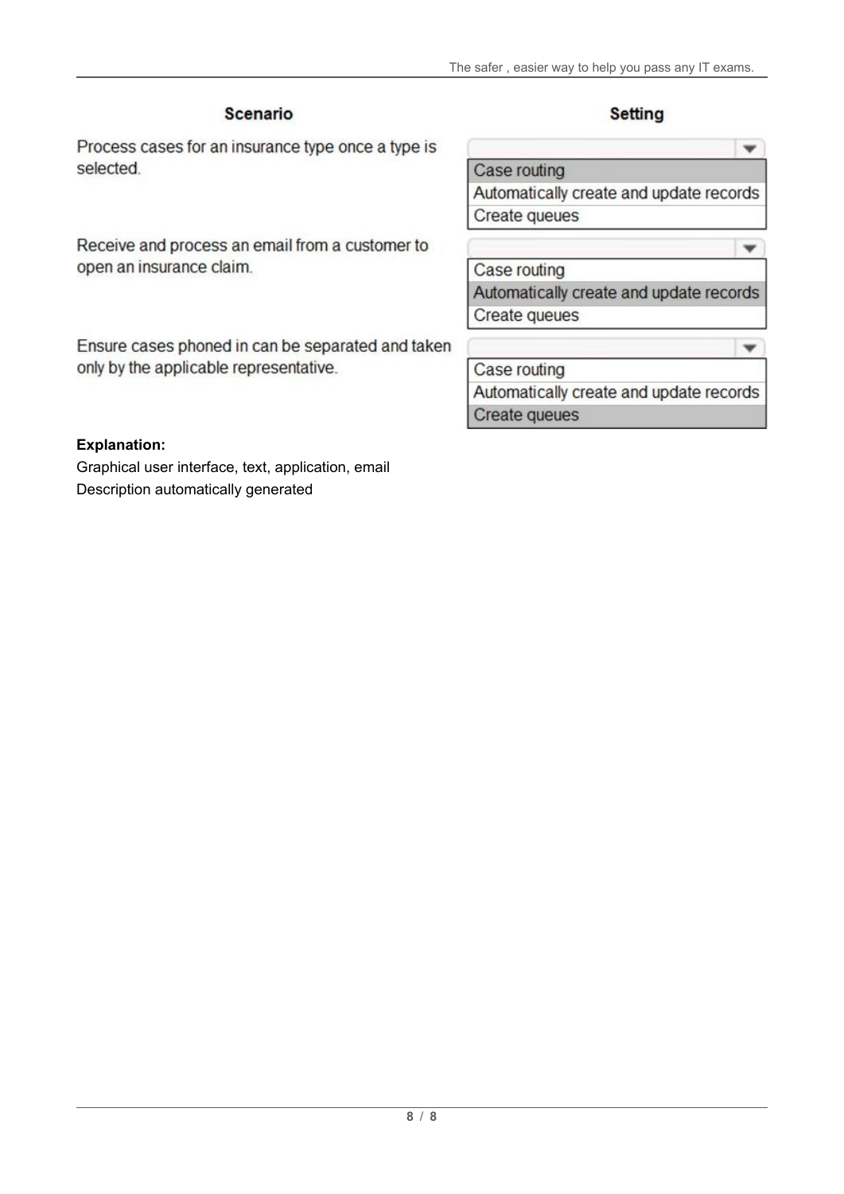| Scenario | Setting |
| --- | --- |
| Process cases for an insurance type once a type is selected. | Case routing / Automatically create and update records / Create queues |
| Receive and process an email from a customer to open an insurance claim. | Case routing / Automatically create and update records / Create queues |
| Ensure cases phoned in can be separated and taken only by the applicable representative. | Case routing / Automatically create and update records / Create queues |

**Explanation:**

Graphical user interface, text, application, email

Description automatically generated